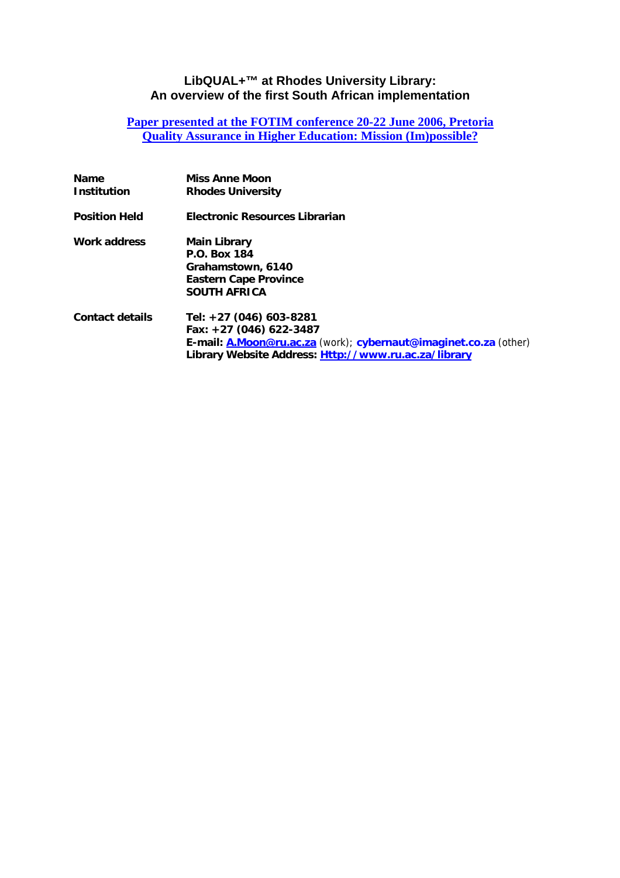# LibQUAL+™ at Rhodes University Library: An overview of the first South African implementation

**Paper presented at the FOTIM conference 20-22 June 2006, Pretoria**
**Quality Assurance in Higher Education: Mission (Im)possible?**

| | |
|---|---|
| **Name** | **Miss Anne Moon** |
| **Institution** | **Rhodes University** |
| **Position Held** | **Electronic Resources Librarian** |
| **Work address** | **Main Library**<br>**P.O. Box 184**<br>**Grahamstown, 6140**<br>**Eastern Cape Province**<br>**SOUTH AFRICA** |
| **Contact details** | **Tel: +27 (046) 603-8281**<br>**Fax: +27 (046) 622-3487**<br>**E-mail: A.Moon@ru.ac.za** (work); **cybernaut@imaginet.co.za** (other)<br>**Library Website Address: Http://www.ru.ac.za/library** |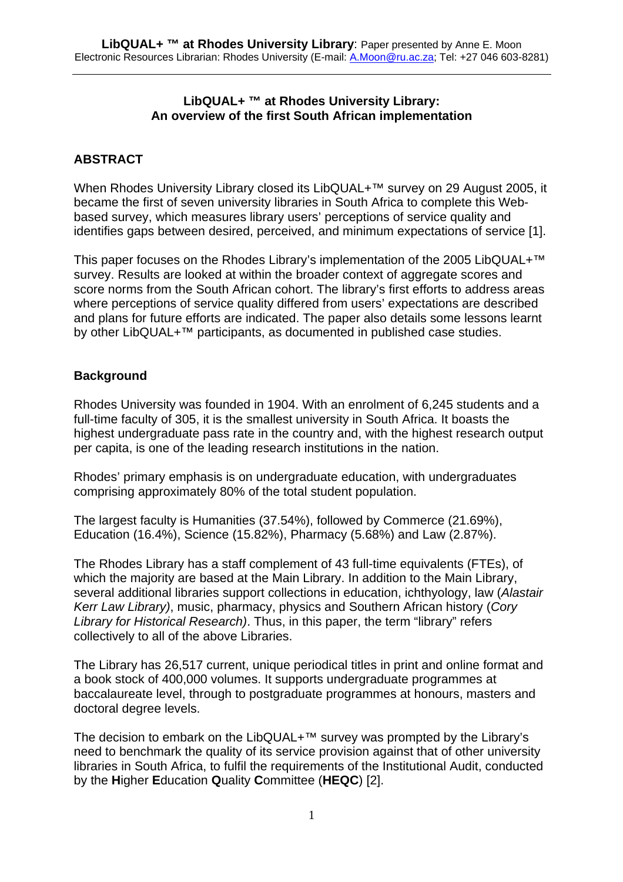### LibQUAL+ ™ at Rhodes University Library:
### An overview of the first South African implementation

## ABSTRACT

When Rhodes University Library closed its LibQUAL+™ survey on 29 August 2005, it became the first of seven university libraries in South Africa to complete this Web-based survey, which measures library users' perceptions of service quality and identifies gaps between desired, perceived, and minimum expectations of service [1].

This paper focuses on the Rhodes Library's implementation of the 2005 LibQUAL+™ survey. Results are looked at within the broader context of aggregate scores and score norms from the South African cohort. The library's first efforts to address areas where perceptions of service quality differed from users' expectations are described and plans for future efforts are indicated. The paper also details some lessons learnt by other LibQUAL+™ participants, as documented in published case studies.

## Background

Rhodes University was founded in 1904. With an enrolment of 6,245 students and a full-time faculty of 305, it is the smallest university in South Africa. It boasts the highest undergraduate pass rate in the country and, with the highest research output per capita, is one of the leading research institutions in the nation.

Rhodes' primary emphasis is on undergraduate education, with undergraduates comprising approximately 80% of the total student population.

The largest faculty is Humanities (37.54%), followed by Commerce (21.69%), Education (16.4%), Science (15.82%), Pharmacy (5.68%) and Law (2.87%).

The Rhodes Library has a staff complement of 43 full-time equivalents (FTEs), of which the majority are based at the Main Library. In addition to the Main Library, several additional libraries support collections in education, ichthyology, law (*Alastair Kerr Law Library)*, music, pharmacy, physics and Southern African history (*Cory Library for Historical Research)*. Thus, in this paper, the term "library" refers collectively to all of the above Libraries.

The Library has 26,517 current, unique periodical titles in print and online format and a book stock of 400,000 volumes. It supports undergraduate programmes at baccalaureate level, through to postgraduate programmes at honours, masters and doctoral degree levels.

The decision to embark on the LibQUAL+™ survey was prompted by the Library's need to benchmark the quality of its service provision against that of other university libraries in South Africa, to fulfil the requirements of the Institutional Audit, conducted by the **H**igher **E**ducation **Q**uality **C**ommittee (**HEQC**) [2].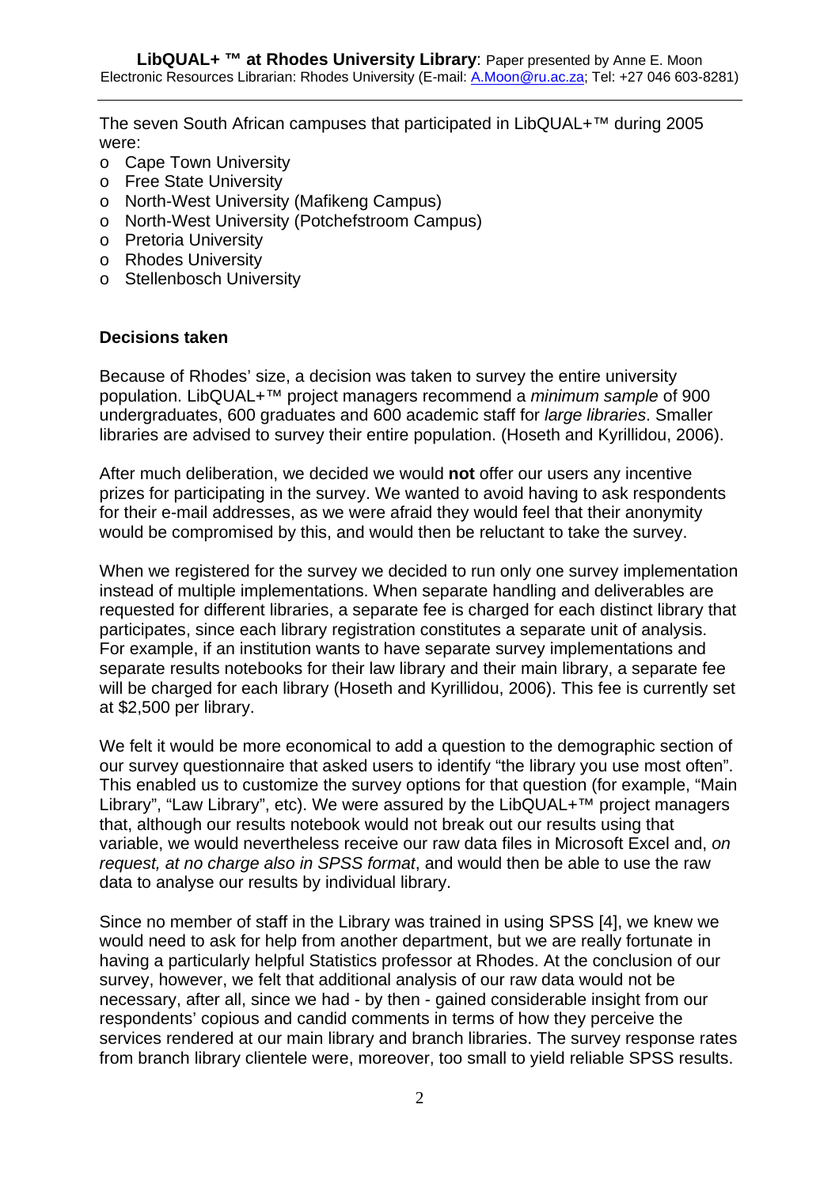The seven South African campuses that participated in LibQUAL+™ during 2005 were:

- Cape Town University
- Free State University
- North-West University (Mafikeng Campus)
- North-West University (Potchefstroom Campus)
- Pretoria University
- Rhodes University
- Stellenbosch University

**Decisions taken**

Because of Rhodes' size, a decision was taken to survey the entire university population. LibQUAL+™ project managers recommend a *minimum sample* of 900 undergraduates, 600 graduates and 600 academic staff for *large libraries*. Smaller libraries are advised to survey their entire population. (Hoseth and Kyrillidou, 2006).

After much deliberation, we decided we would **not** offer our users any incentive prizes for participating in the survey. We wanted to avoid having to ask respondents for their e-mail addresses, as we were afraid they would feel that their anonymity would be compromised by this, and would then be reluctant to take the survey.

When we registered for the survey we decided to run only one survey implementation instead of multiple implementations. When separate handling and deliverables are requested for different libraries, a separate fee is charged for each distinct library that participates, since each library registration constitutes a separate unit of analysis. For example, if an institution wants to have separate survey implementations and separate results notebooks for their law library and their main library, a separate fee will be charged for each library (Hoseth and Kyrillidou, 2006). This fee is currently set at $2,500 per library.

We felt it would be more economical to add a question to the demographic section of our survey questionnaire that asked users to identify "the library you use most often". This enabled us to customize the survey options for that question (for example, "Main Library", "Law Library", etc). We were assured by the LibQUAL+™ project managers that, although our results notebook would not break out our results using that variable, we would nevertheless receive our raw data files in Microsoft Excel and, *on request, at no charge also in SPSS format*, and would then be able to use the raw data to analyse our results by individual library.

Since no member of staff in the Library was trained in using SPSS [4], we knew we would need to ask for help from another department, but we are really fortunate in having a particularly helpful Statistics professor at Rhodes. At the conclusion of our survey, however, we felt that additional analysis of our raw data would not be necessary, after all, since we had - by then - gained considerable insight from our respondents' copious and candid comments in terms of how they perceive the services rendered at our main library and branch libraries. The survey response rates from branch library clientele were, moreover, too small to yield reliable SPSS results.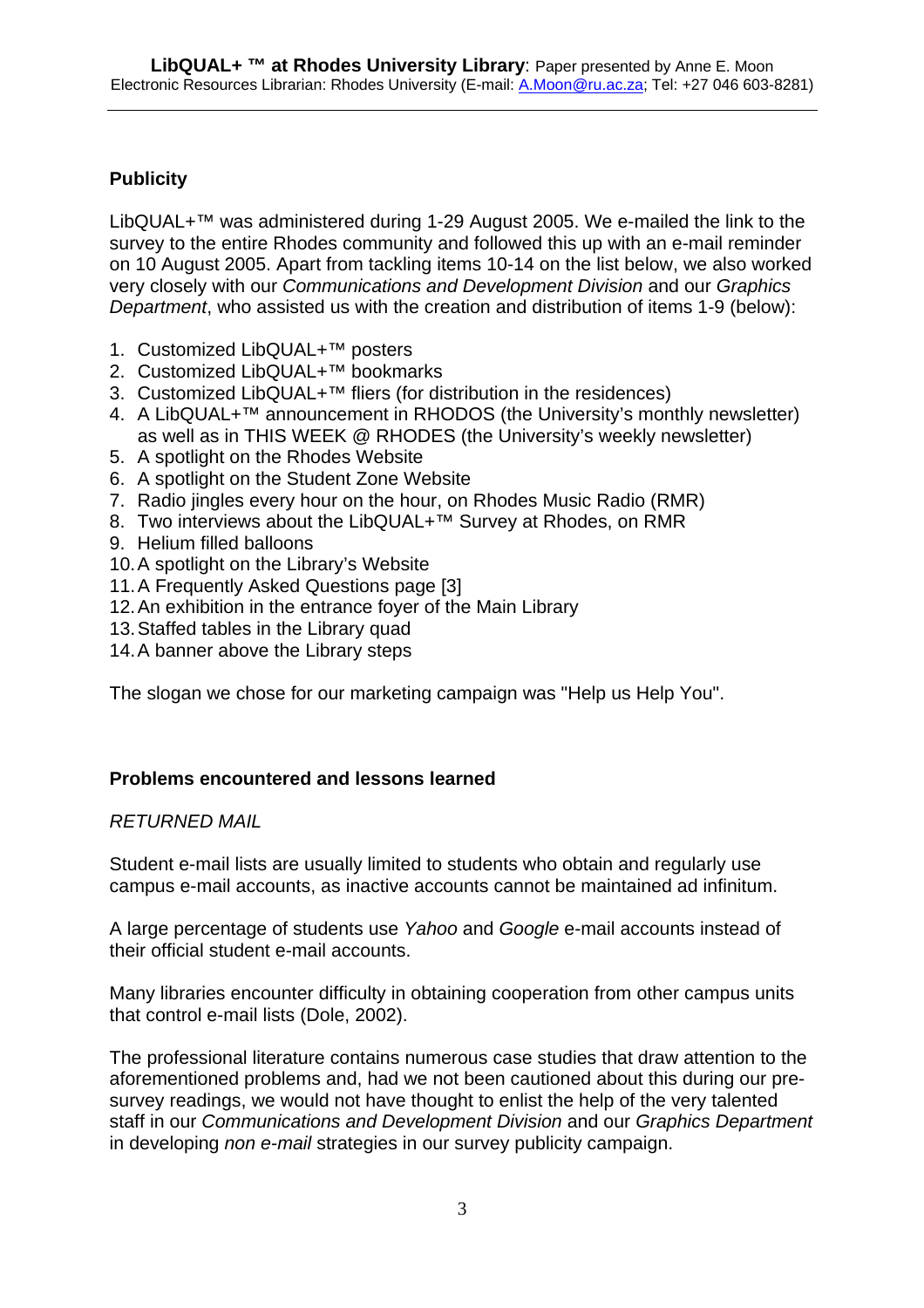## Publicity

LibQUAL+™ was administered during 1-29 August 2005. We e-mailed the link to the survey to the entire Rhodes community and followed this up with an e-mail reminder on 10 August 2005. Apart from tackling items 10-14 on the list below, we also worked very closely with our *Communications and Development Division* and our *Graphics Department*, who assisted us with the creation and distribution of items 1-9 (below):

1. Customized LibQUAL+™ posters
2. Customized LibQUAL+™ bookmarks
3. Customized LibQUAL+™ fliers (for distribution in the residences)
4. A LibQUAL+™ announcement in RHODOS (the University's monthly newsletter) as well as in THIS WEEK @ RHODES (the University's weekly newsletter)
5. A spotlight on the Rhodes Website
6. A spotlight on the Student Zone Website
7. Radio jingles every hour on the hour, on Rhodes Music Radio (RMR)
8. Two interviews about the LibQUAL+™ Survey at Rhodes, on RMR
9. Helium filled balloons
10. A spotlight on the Library's Website
11. A Frequently Asked Questions page [3]
12. An exhibition in the entrance foyer of the Main Library
13. Staffed tables in the Library quad
14. A banner above the Library steps

The slogan we chose for our marketing campaign was "Help us Help You".

## Problems encountered and lessons learned

*RETURNED MAIL*

Student e-mail lists are usually limited to students who obtain and regularly use campus e-mail accounts, as inactive accounts cannot be maintained ad infinitum.

A large percentage of students use *Yahoo* and *Google* e-mail accounts instead of their official student e-mail accounts.

Many libraries encounter difficulty in obtaining cooperation from other campus units that control e-mail lists (Dole, 2002).

The professional literature contains numerous case studies that draw attention to the aforementioned problems and, had we not been cautioned about this during our pre-survey readings, we would not have thought to enlist the help of the very talented staff in our *Communications and Development Division* and our *Graphics Department* in developing *non e-mail* strategies in our survey publicity campaign.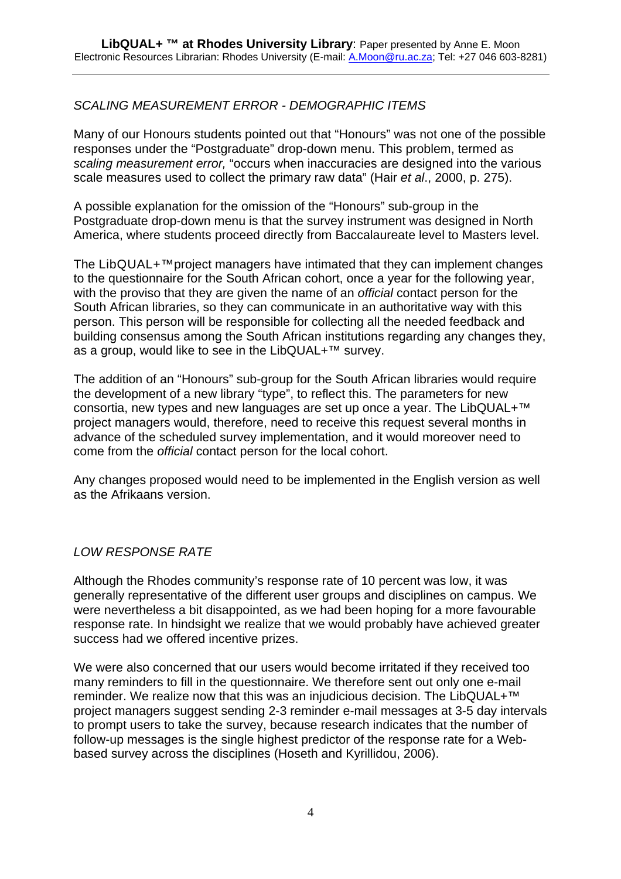## *SCALING MEASUREMENT ERROR - DEMOGRAPHIC ITEMS*

Many of our Honours students pointed out that "Honours" was not one of the possible responses under the "Postgraduate" drop-down menu. This problem, termed as *scaling measurement error,* "occurs when inaccuracies are designed into the various scale measures used to collect the primary raw data" (Hair *et al*., 2000, p. 275).

A possible explanation for the omission of the "Honours" sub-group in the Postgraduate drop-down menu is that the survey instrument was designed in North America, where students proceed directly from Baccalaureate level to Masters level.

The LibQUAL+™project managers have intimated that they can implement changes to the questionnaire for the South African cohort, once a year for the following year, with the proviso that they are given the name of an *official* contact person for the South African libraries, so they can communicate in an authoritative way with this person. This person will be responsible for collecting all the needed feedback and building consensus among the South African institutions regarding any changes they, as a group, would like to see in the LibQUAL+™ survey.

The addition of an "Honours" sub-group for the South African libraries would require the development of a new library "type", to reflect this. The parameters for new consortia, new types and new languages are set up once a year. The LibQUAL+™ project managers would, therefore, need to receive this request several months in advance of the scheduled survey implementation, and it would moreover need to come from the *official* contact person for the local cohort.

Any changes proposed would need to be implemented in the English version as well as the Afrikaans version.

## *LOW RESPONSE RATE*

Although the Rhodes community's response rate of 10 percent was low, it was generally representative of the different user groups and disciplines on campus. We were nevertheless a bit disappointed, as we had been hoping for a more favourable response rate. In hindsight we realize that we would probably have achieved greater success had we offered incentive prizes.

We were also concerned that our users would become irritated if they received too many reminders to fill in the questionnaire. We therefore sent out only one e-mail reminder. We realize now that this was an injudicious decision. The LibQUAL+™ project managers suggest sending 2-3 reminder e-mail messages at 3-5 day intervals to prompt users to take the survey, because research indicates that the number of follow-up messages is the single highest predictor of the response rate for a Web-based survey across the disciplines (Hoseth and Kyrillidou, 2006).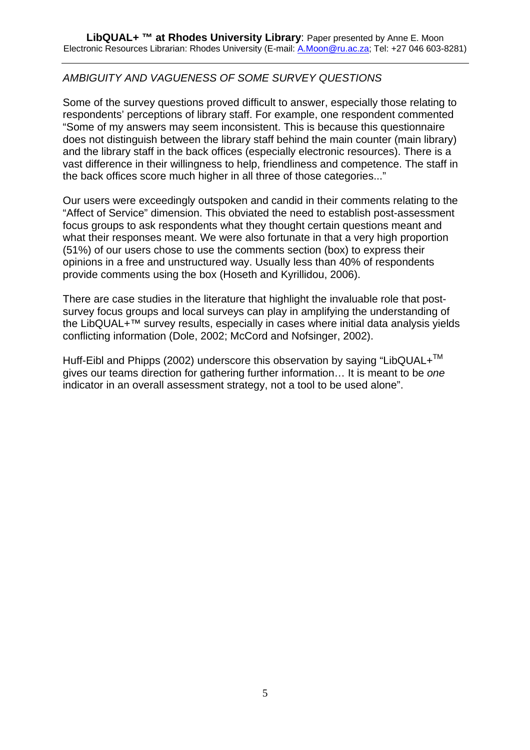*AMBIGUITY AND VAGUENESS OF SOME SURVEY QUESTIONS*

Some of the survey questions proved difficult to answer, especially those relating to respondents' perceptions of library staff. For example, one respondent commented "Some of my answers may seem inconsistent. This is because this questionnaire does not distinguish between the library staff behind the main counter (main library) and the library staff in the back offices (especially electronic resources). There is a vast difference in their willingness to help, friendliness and competence. The staff in the back offices score much higher in all three of those categories..."

Our users were exceedingly outspoken and candid in their comments relating to the "Affect of Service" dimension. This obviated the need to establish post-assessment focus groups to ask respondents what they thought certain questions meant and what their responses meant. We were also fortunate in that a very high proportion (51%) of our users chose to use the comments section (box) to express their opinions in a free and unstructured way. Usually less than 40% of respondents provide comments using the box (Hoseth and Kyrillidou, 2006).

There are case studies in the literature that highlight the invaluable role that post-survey focus groups and local surveys can play in amplifying the understanding of the LibQUAL+™ survey results, especially in cases where initial data analysis yields conflicting information (Dole, 2002; McCord and Nofsinger, 2002).

Huff-Eibl and Phipps (2002) underscore this observation by saying "LibQUAL+™ gives our teams direction for gathering further information… It is meant to be *one* indicator in an overall assessment strategy, not a tool to be used alone".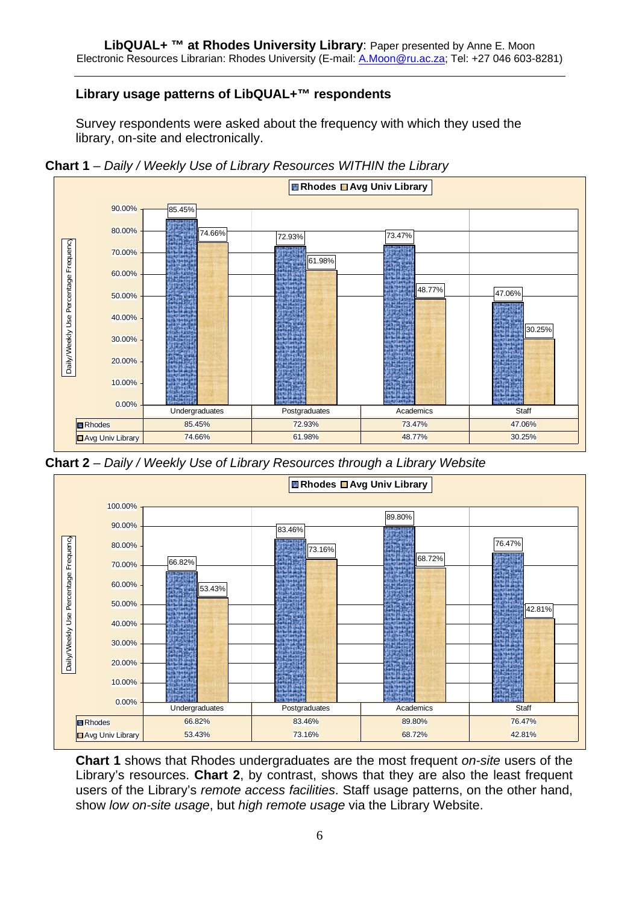## Library usage patterns of LibQUAL+™ respondents

Survey respondents were asked about the frequency with which they used the library, on-site and electronically.

**Chart 1** – *Daily / Weekly Use of Library Resources WITHIN the Library*

| | Undergraduates | Postgraduates | Academics | Staff |
|---|---|---|---|---|
| Rhodes | 85.45% | 72.93% | 73.47% | 47.06% |
| Avg Univ Library | 74.66% | 61.98% | 48.77% | 30.25% |

**Chart 2** – *Daily / Weekly Use of Library Resources through a Library Website*

| | Undergraduates | Postgraduates | Academics | Staff |
|---|---|---|---|---|
| Rhodes | 66.82% | 83.46% | 89.80% | 76.47% |
| Avg Univ Library | 53.43% | 73.16% | 68.72% | 42.81% |

**Chart 1** shows that Rhodes undergraduates are the most frequent *on-site* users of the Library's resources. **Chart 2**, by contrast, shows that they are also the least frequent users of the Library's *remote access facilities*. Staff usage patterns, on the other hand, show *low on-site usage*, but *high remote usage* via the Library Website.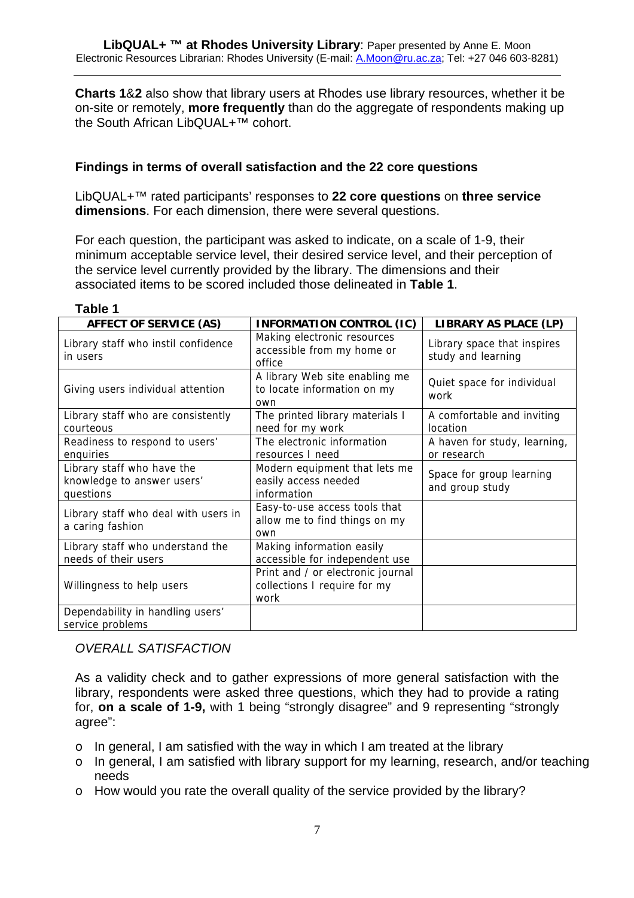**Charts 1**&**2** also show that library users at Rhodes use library resources, whether it be on-site or remotely, **more frequently** than do the aggregate of respondents making up the South African LibQUAL+™ cohort.

### Findings in terms of overall satisfaction and the 22 core questions

LibQUAL+™ rated participants' responses to **22 core questions** on **three service dimensions**. For each dimension, there were several questions.

For each question, the participant was asked to indicate, on a scale of 1-9, their minimum acceptable service level, their desired service level, and their perception of the service level currently provided by the library. The dimensions and their associated items to be scored included those delineated in **Table 1**.

**Table 1**

| AFFECT OF SERVICE (AS) | INFORMATION CONTROL (IC) | LIBRARY AS PLACE (LP) |
|---|---|---|
| Library staff who instil confidence in users | Making electronic resources accessible from my home or office | Library space that inspires study and learning |
| Giving users individual attention | A library Web site enabling me to locate information on my own | Quiet space for individual work |
| Library staff who are consistently courteous | The printed library materials I need for my work | A comfortable and inviting location |
| Readiness to respond to users' enquiries | The electronic information resources I need | A haven for study, learning, or research |
| Library staff who have the knowledge to answer users' questions | Modern equipment that lets me easily access needed information | Space for group learning and group study |
| Library staff who deal with users in a caring fashion | Easy-to-use access tools that allow me to find things on my own | |
| Library staff who understand the needs of their users | Making information easily accessible for independent use | |
| Willingness to help users | Print and / or electronic journal collections I require for my work | |
| Dependability in handling users' service problems | | |

*OVERALL SATISFACTION*

As a validity check and to gather expressions of more general satisfaction with the library, respondents were asked three questions, which they had to provide a rating for, **on a scale of 1-9,** with 1 being "strongly disagree" and 9 representing "strongly agree":

- In general, I am satisfied with the way in which I am treated at the library
- In general, I am satisfied with library support for my learning, research, and/or teaching needs
- How would you rate the overall quality of the service provided by the library?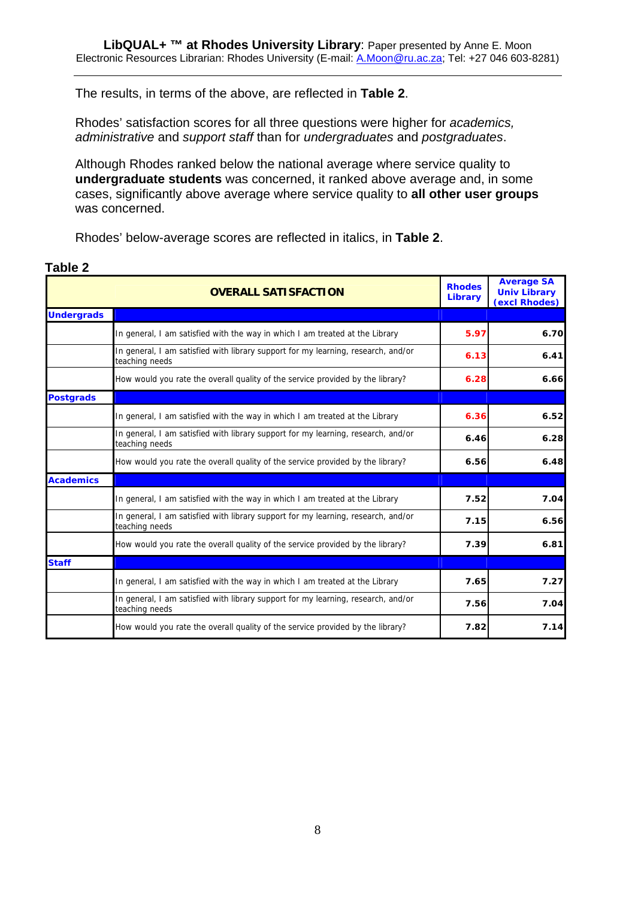The results, in terms of the above, are reflected in **Table 2**.

Rhodes' satisfaction scores for all three questions were higher for *academics, administrative* and *support staff* than for *undergraduates* and *postgraduates*.

Although Rhodes ranked below the national average where service quality to **undergraduate students** was concerned, it ranked above average and, in some cases, significantly above average where service quality to **all other user groups** was concerned.

Rhodes' below-average scores are reflected in italics, in **Table 2**.

**Table 2**

| | OVERALL SATISFACTION | Rhodes Library | Average SA Univ Library (excl Rhodes) |
|---|---|---|---|
| **Undergrads** | | | |
| | In general, I am satisfied with the way in which I am treated at the Library | 5.97 | 6.70 |
| | In general, I am satisfied with library support for my learning, research, and/or teaching needs | 6.13 | 6.41 |
| | How would you rate the overall quality of the service provided by the library? | 6.28 | 6.66 |
| **Postgrads** | | | |
| | In general, I am satisfied with the way in which I am treated at the Library | 6.36 | 6.52 |
| | In general, I am satisfied with library support for my learning, research, and/or teaching needs | 6.46 | 6.28 |
| | How would you rate the overall quality of the service provided by the library? | 6.56 | 6.48 |
| **Academics** | | | |
| | In general, I am satisfied with the way in which I am treated at the Library | 7.52 | 7.04 |
| | In general, I am satisfied with library support for my learning, research, and/or teaching needs | 7.15 | 6.56 |
| | How would you rate the overall quality of the service provided by the library? | 7.39 | 6.81 |
| **Staff** | | | |
| | In general, I am satisfied with the way in which I am treated at the Library | 7.65 | 7.27 |
| | In general, I am satisfied with library support for my learning, research, and/or teaching needs | 7.56 | 7.04 |
| | How would you rate the overall quality of the service provided by the library? | 7.82 | 7.14 |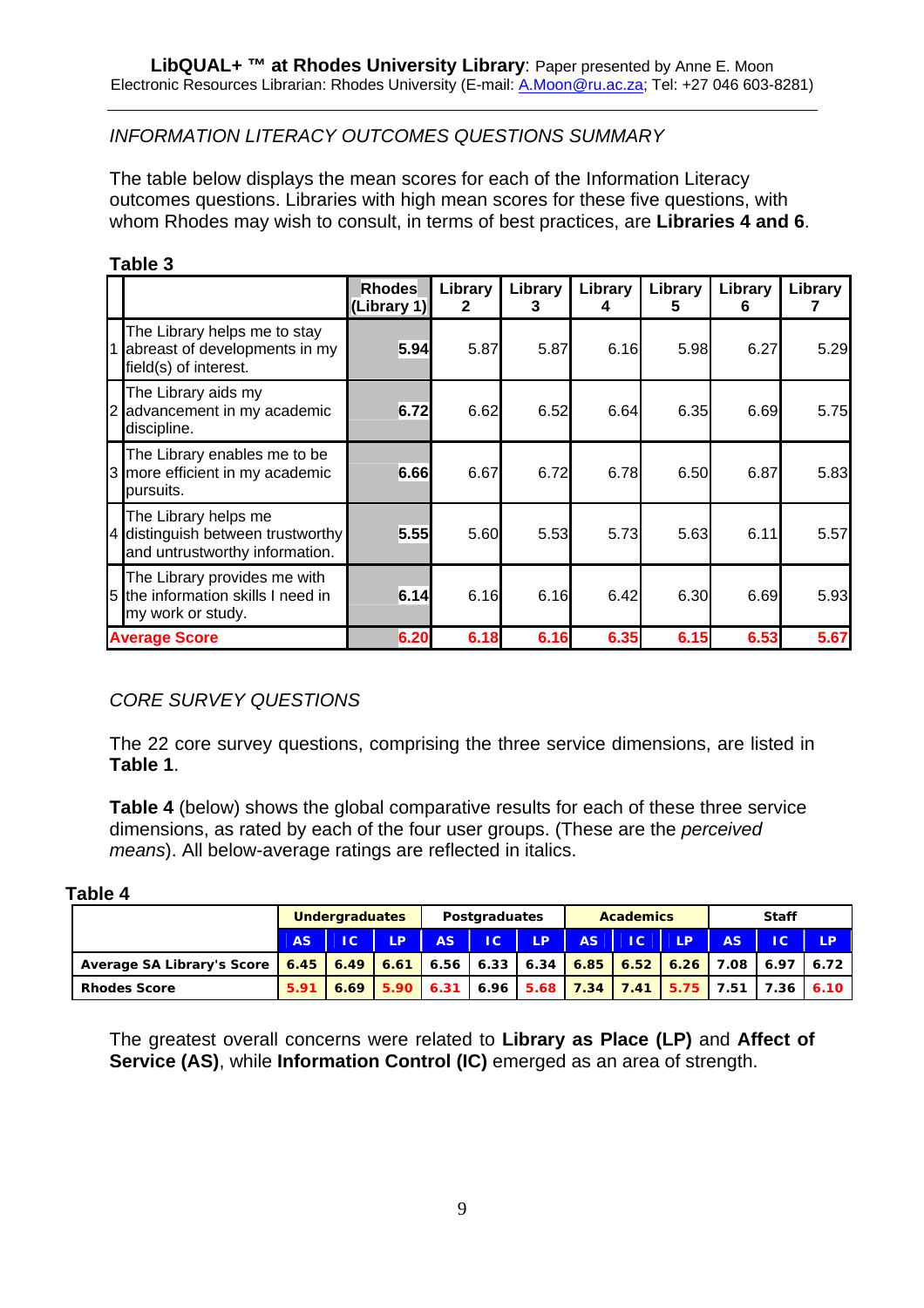INFORMATION LITERACY OUTCOMES QUESTIONS SUMMARY

The table below displays the mean scores for each of the Information Literacy outcomes questions. Libraries with high mean scores for these five questions, with whom Rhodes may wish to consult, in terms of best practices, are **Libraries 4 and 6**.

**Table 3**

| | | Rhodes (Library 1) | Library 2 | Library 3 | Library 4 | Library 5 | Library 6 | Library 7 |
|---|---|---|---|---|---|---|---|---|
| 1 | The Library helps me to stay abreast of developments in my field(s) of interest. | **5.94** | 5.87 | 5.87 | 6.16 | 5.98 | 6.27 | 5.29 |
| 2 | The Library aids my advancement in my academic discipline. | **6.72** | 6.62 | 6.52 | 6.64 | 6.35 | 6.69 | 5.75 |
| 3 | The Library enables me to be more efficient in my academic pursuits. | **6.66** | 6.67 | 6.72 | 6.78 | 6.50 | 6.87 | 5.83 |
| 4 | The Library helps me distinguish between trustworthy and untrustworthy information. | **5.55** | 5.60 | 5.53 | 5.73 | 5.63 | 6.11 | 5.57 |
| 5 | The Library provides me with the information skills I need in my work or study. | **6.14** | 6.16 | 6.16 | 6.42 | 6.30 | 6.69 | 5.93 |
| **Average Score** | | **6.20** | **6.18** | **6.16** | **6.35** | **6.15** | **6.53** | **5.67** |

CORE SURVEY QUESTIONS

The 22 core survey questions, comprising the three service dimensions, are listed in **Table 1**.

**Table 4** (below) shows the global comparative results for each of these three service dimensions, as rated by each of the four user groups. (These are the *perceived means*). All below-average ratings are reflected in italics.

**Table 4**

| | **Undergraduates** | | | **Postgraduates** | | | **Academics** | | | **Staff** | | |
|---|---|---|---|---|---|---|---|---|---|---|---|---|
| | **AS** | **IC** | **LP** | **AS** | **IC** | **LP** | **AS** | **IC** | **LP** | **AS** | **IC** | **LP** |
| **Average SA Library's Score** | **6.45** | **6.49** | **6.61** | **6.56** | **6.33** | **6.34** | **6.85** | **6.52** | **6.26** | **7.08** | **6.97** | **6.72** |
| **Rhodes Score** | **5.91** | **6.69** | **5.90** | **6.31** | **6.96** | **5.68** | **7.34** | **7.41** | **5.75** | **7.51** | **7.36** | **6.10** |

The greatest overall concerns were related to **Library as Place (LP)** and **Affect of Service (AS)**, while **Information Control (IC)** emerged as an area of strength.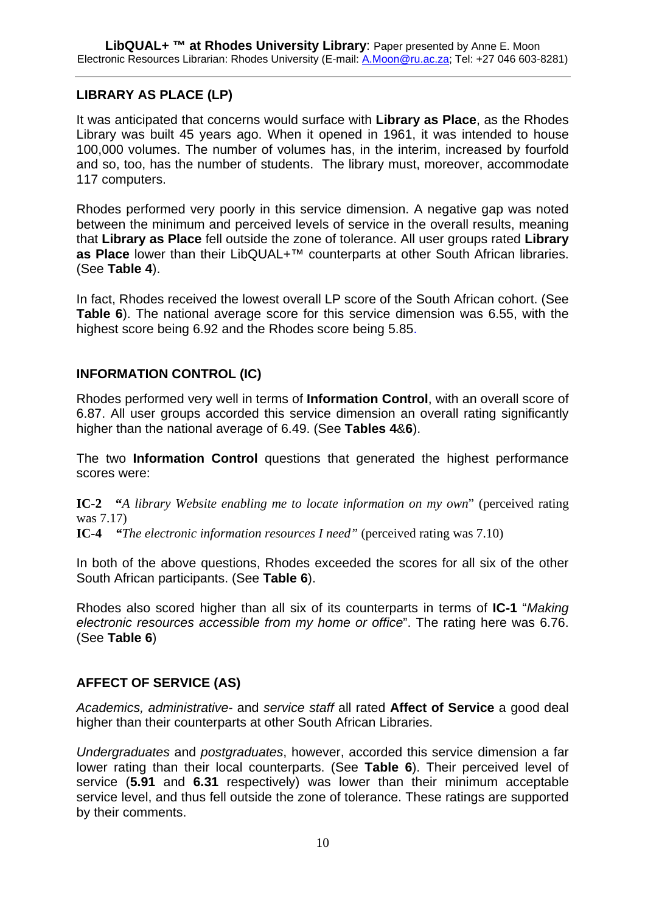## LIBRARY AS PLACE (LP)

It was anticipated that concerns would surface with **Library as Place**, as the Rhodes Library was built 45 years ago. When it opened in 1961, it was intended to house 100,000 volumes. The number of volumes has, in the interim, increased by fourfold and so, too, has the number of students. The library must, moreover, accommodate 117 computers.

Rhodes performed very poorly in this service dimension. A negative gap was noted between the minimum and perceived levels of service in the overall results, meaning that **Library as Place** fell outside the zone of tolerance. All user groups rated **Library as Place** lower than their LibQUAL+™ counterparts at other South African libraries. (See **Table 4**).

In fact, Rhodes received the lowest overall LP score of the South African cohort. (See **Table 6**). The national average score for this service dimension was 6.55, with the highest score being 6.92 and the Rhodes score being 5.85.

## INFORMATION CONTROL (IC)

Rhodes performed very well in terms of **Information Control**, with an overall score of 6.87. All user groups accorded this service dimension an overall rating significantly higher than the national average of 6.49. (See **Tables 4**&**6**).

The two **Information Control** questions that generated the highest performance scores were:

**IC-2** **"***A library Website enabling me to locate information on my own*" (perceived rating was 7.17)
**IC-4** **"***The electronic information resources I need"* (perceived rating was 7.10)

In both of the above questions, Rhodes exceeded the scores for all six of the other South African participants. (See **Table 6**).

Rhodes also scored higher than all six of its counterparts in terms of **IC-1** "*Making electronic resources accessible from my home or office*". The rating here was 6.76. (See **Table 6**)

## AFFECT OF SERVICE (AS)

*Academics, administrative-* and *service staff* all rated **Affect of Service** a good deal higher than their counterparts at other South African Libraries.

*Undergraduates* and *postgraduates*, however, accorded this service dimension a far lower rating than their local counterparts. (See **Table 6**). Their perceived level of service (**5.91** and **6.31** respectively) was lower than their minimum acceptable service level, and thus fell outside the zone of tolerance. These ratings are supported by their comments.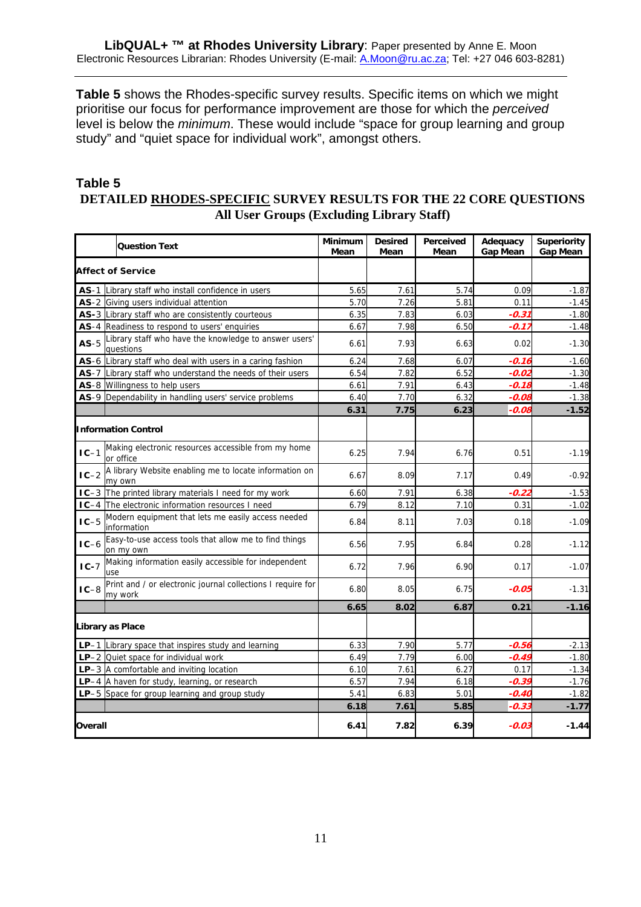**Table 5** shows the Rhodes-specific survey results. Specific items on which we might prioritise our focus for performance improvement are those for which the *perceived* level is below the *minimum*. These would include "space for group learning and group study" and "quiet space for individual work", amongst others.

**Table 5**

**DETAILED RHODES-SPECIFIC SURVEY RESULTS FOR THE 22 CORE QUESTIONS**
**All User Groups (Excluding Library Staff)**

| | Question Text | Minimum Mean | Desired Mean | Perceived Mean | Adequacy Gap Mean | Superiority Gap Mean |
|---|---|---|---|---|---|---|
| **Affect of Service** | | | | | | |
| **AS**-1 | Library staff who install confidence in users | 5.65 | 7.61 | 5.74 | 0.09 | -1.87 |
| **AS**-2 | Giving users individual attention | 5.70 | 7.26 | 5.81 | 0.11 | -1.45 |
| **AS**-3 | Library staff who are consistently courteous | 6.35 | 7.83 | 6.03 | ***-0.31*** | -1.80 |
| **AS**-4 | Readiness to respond to users' enquiries | 6.67 | 7.98 | 6.50 | ***-0.17*** | -1.48 |
| **AS**-5 | Library staff who have the knowledge to answer users' questions | 6.61 | 7.93 | 6.63 | 0.02 | -1.30 |
| **AS**-6 | Library staff who deal with users in a caring fashion | 6.24 | 7.68 | 6.07 | ***-0.16*** | -1.60 |
| **AS**-7 | Library staff who understand the needs of their users | 6.54 | 7.82 | 6.52 | ***-0.02*** | -1.30 |
| **AS**-8 | Willingness to help users | 6.61 | 7.91 | 6.43 | ***-0.18*** | -1.48 |
| **AS**-9 | Dependability in handling users' service problems | 6.40 | 7.70 | 6.32 | ***-0.08*** | -1.38 |
| | | **6.31** | **7.75** | **6.23** | ***-0.08*** | **-1.52** |
| **Information Control** | | | | | | |
| **IC**-1 | Making electronic resources accessible from my home or office | 6.25 | 7.94 | 6.76 | 0.51 | -1.19 |
| **IC**-2 | A library Website enabling me to locate information on my own | 6.67 | 8.09 | 7.17 | 0.49 | -0.92 |
| **IC**-3 | The printed library materials I need for my work | 6.60 | 7.91 | 6.38 | ***-0.22*** | -1.53 |
| **IC**-4 | The electronic information resources I need | 6.79 | 8.12 | 7.10 | 0.31 | -1.02 |
| **IC**-5 | Modern equipment that lets me easily access needed information | 6.84 | 8.11 | 7.03 | 0.18 | -1.09 |
| **IC**-6 | Easy-to-use access tools that allow me to find things on my own | 6.56 | 7.95 | 6.84 | 0.28 | -1.12 |
| **IC**-7 | Making information easily accessible for independent use | 6.72 | 7.96 | 6.90 | 0.17 | -1.07 |
| **IC**-8 | Print and / or electronic journal collections I require for my work | 6.80 | 8.05 | 6.75 | ***-0.05*** | -1.31 |
| | | **6.65** | **8.02** | **6.87** | **0.21** | **-1.16** |
| **Library as Place** | | | | | | |
| **LP**-1 | Library space that inspires study and learning | 6.33 | 7.90 | 5.77 | ***-0.56*** | -2.13 |
| **LP**-2 | Quiet space for individual work | 6.49 | 7.79 | 6.00 | ***-0.49*** | -1.80 |
| **LP**-3 | A comfortable and inviting location | 6.10 | 7.61 | 6.27 | 0.17 | -1.34 |
| **LP**-4 | A haven for study, learning, or research | 6.57 | 7.94 | 6.18 | ***-0.39*** | -1.76 |
| **LP**-5 | Space for group learning and group study | 5.41 | 6.83 | 5.01 | ***-0.40*** | -1.82 |
| | | **6.18** | **7.61** | **5.85** | ***-0.33*** | **-1.77** |
| **Overall** | | **6.41** | **7.82** | **6.39** | ***-0.03*** | **-1.44** |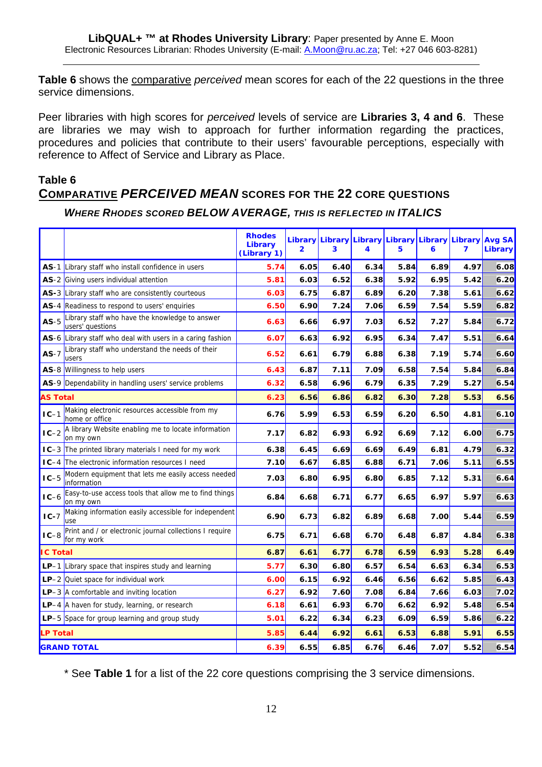**Table 6** shows the comparative *perceived* mean scores for each of the 22 questions in the three service dimensions.

Peer libraries with high scores for *perceived* levels of service are **Libraries 3, 4 and 6**. These are libraries we may wish to approach for further information regarding the practices, procedures and policies that contribute to their users' favourable perceptions, especially with reference to Affect of Service and Library as Place.

### Table 6

## COMPARATIVE *PERCEIVED MEAN* SCORES FOR THE 22 CORE QUESTIONS

#### *WHERE RHODES SCORED BELOW AVERAGE, THIS IS REFLECTED IN ITALICS*

| | | Rhodes Library (Library 1) | Library 2 | Library 3 | Library 4 | Library 5 | Library 6 | Library 7 | Avg SA Library |
|---|---|---|---|---|---|---|---|---|---|
| **AS**-1 | Library staff who install confidence in users | 5.74 | 6.05 | 6.40 | 6.34 | 5.84 | 6.89 | 4.97 | 6.08 |
| **AS**-2 | Giving users individual attention | 5.81 | 6.03 | 6.52 | 6.38 | 5.92 | 6.95 | 5.42 | 6.20 |
| **AS**-3 | Library staff who are consistently courteous | 6.03 | 6.75 | 6.87 | 6.89 | 6.20 | 7.38 | 5.61 | 6.62 |
| **AS**-4 | Readiness to respond to users' enquiries | 6.50 | 6.90 | 7.24 | 7.06 | 6.59 | 7.54 | 5.59 | 6.82 |
| **AS**-5 | Library staff who have the knowledge to answer users' questions | 6.63 | 6.66 | 6.97 | 7.03 | 6.52 | 7.27 | 5.84 | 6.72 |
| **AS**-6 | Library staff who deal with users in a caring fashion | 6.07 | 6.63 | 6.92 | 6.95 | 6.34 | 7.47 | 5.51 | 6.64 |
| **AS**-7 | Library staff who understand the needs of their users | 6.52 | 6.61 | 6.79 | 6.88 | 6.38 | 7.19 | 5.74 | 6.60 |
| **AS**-8 | Willingness to help users | 6.43 | 6.87 | 7.11 | 7.09 | 6.58 | 7.54 | 5.84 | 6.84 |
| **AS**-9 | Dependability in handling users' service problems | 6.32 | 6.58 | 6.96 | 6.79 | 6.35 | 7.29 | 5.27 | 6.54 |
| **AS Total** | | 6.23 | 6.56 | 6.86 | 6.82 | 6.30 | 7.28 | 5.53 | 6.56 |
| **IC**-1 | Making electronic resources accessible from my home or office | 6.76 | 5.99 | 6.53 | 6.59 | 6.20 | 6.50 | 4.81 | 6.10 |
| **IC**-2 | A library Website enabling me to locate information on my own | 7.17 | 6.82 | 6.93 | 6.92 | 6.69 | 7.12 | 6.00 | 6.75 |
| **IC**-3 | The printed library materials I need for my work | 6.38 | 6.45 | 6.69 | 6.69 | 6.49 | 6.81 | 4.79 | 6.32 |
| **IC**-4 | The electronic information resources I need | 7.10 | 6.67 | 6.85 | 6.88 | 6.71 | 7.06 | 5.11 | 6.55 |
| **IC**-5 | Modern equipment that lets me easily access needed information | 7.03 | 6.80 | 6.95 | 6.80 | 6.85 | 7.12 | 5.31 | 6.64 |
| **IC**-6 | Easy-to-use access tools that allow me to find things on my own | 6.84 | 6.68 | 6.71 | 6.77 | 6.65 | 6.97 | 5.97 | 6.63 |
| **IC**-7 | Making information easily accessible for independent use | 6.90 | 6.73 | 6.82 | 6.89 | 6.68 | 7.00 | 5.44 | 6.59 |
| **IC**-8 | Print and / or electronic journal collections I require for my work | 6.75 | 6.71 | 6.68 | 6.70 | 6.48 | 6.87 | 4.84 | 6.38 |
| **IC Total** | | 6.87 | 6.61 | 6.77 | 6.78 | 6.59 | 6.93 | 5.28 | 6.49 |
| **LP**-1 | Library space that inspires study and learning | 5.77 | 6.30 | 6.80 | 6.57 | 6.54 | 6.63 | 6.34 | 6.53 |
| **LP**-2 | Quiet space for individual work | 6.00 | 6.15 | 6.92 | 6.46 | 6.56 | 6.62 | 5.85 | 6.43 |
| **LP**-3 | A comfortable and inviting location | 6.27 | 6.92 | 7.60 | 7.08 | 6.84 | 7.66 | 6.03 | 7.02 |
| **LP**-4 | A haven for study, learning, or research | 6.18 | 6.61 | 6.93 | 6.70 | 6.62 | 6.92 | 5.48 | 6.54 |
| **LP**-5 | Space for group learning and group study | 5.01 | 6.22 | 6.34 | 6.23 | 6.09 | 6.59 | 5.86 | 6.22 |
| **LP Total** | | 5.85 | 6.44 | 6.92 | 6.61 | 6.53 | 6.88 | 5.91 | 6.55 |
| **GRAND TOTAL** | | 6.39 | 6.55 | 6.85 | 6.76 | 6.46 | 7.07 | 5.52 | 6.54 |

\* See **Table 1** for a list of the 22 core questions comprising the 3 service dimensions.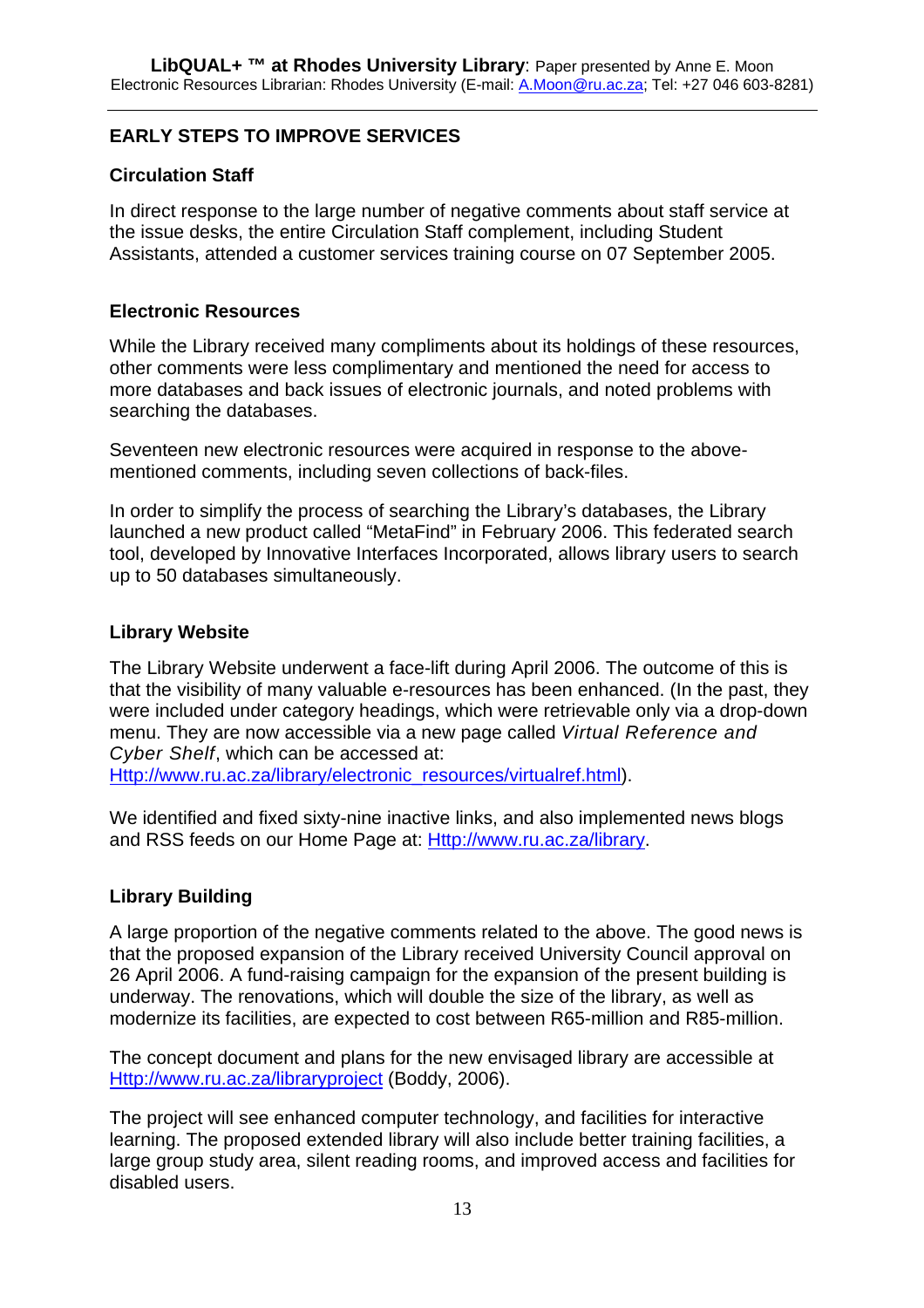## EARLY STEPS TO IMPROVE SERVICES

### Circulation Staff

In direct response to the large number of negative comments about staff service at the issue desks, the entire Circulation Staff complement, including Student Assistants, attended a customer services training course on 07 September 2005.

### Electronic Resources

While the Library received many compliments about its holdings of these resources, other comments were less complimentary and mentioned the need for access to more databases and back issues of electronic journals, and noted problems with searching the databases.

Seventeen new electronic resources were acquired in response to the above-mentioned comments, including seven collections of back-files.

In order to simplify the process of searching the Library's databases, the Library launched a new product called "MetaFind" in February 2006. This federated search tool, developed by Innovative Interfaces Incorporated, allows library users to search up to 50 databases simultaneously.

### Library Website

The Library Website underwent a face-lift during April 2006. The outcome of this is that the visibility of many valuable e-resources has been enhanced. (In the past, they were included under category headings, which were retrievable only via a drop-down menu. They are now accessible via a new page called *Virtual Reference and Cyber Shelf*, which can be accessed at: Http://www.ru.ac.za/library/electronic_resources/virtualref.html).

We identified and fixed sixty-nine inactive links, and also implemented news blogs and RSS feeds on our Home Page at: Http://www.ru.ac.za/library.

### Library Building

A large proportion of the negative comments related to the above. The good news is that the proposed expansion of the Library received University Council approval on 26 April 2006. A fund-raising campaign for the expansion of the present building is underway. The renovations, which will double the size of the library, as well as modernize its facilities, are expected to cost between R65-million and R85-million.

The concept document and plans for the new envisaged library are accessible at Http://www.ru.ac.za/libraryproject (Boddy, 2006).

The project will see enhanced computer technology, and facilities for interactive learning. The proposed extended library will also include better training facilities, a large group study area, silent reading rooms, and improved access and facilities for disabled users.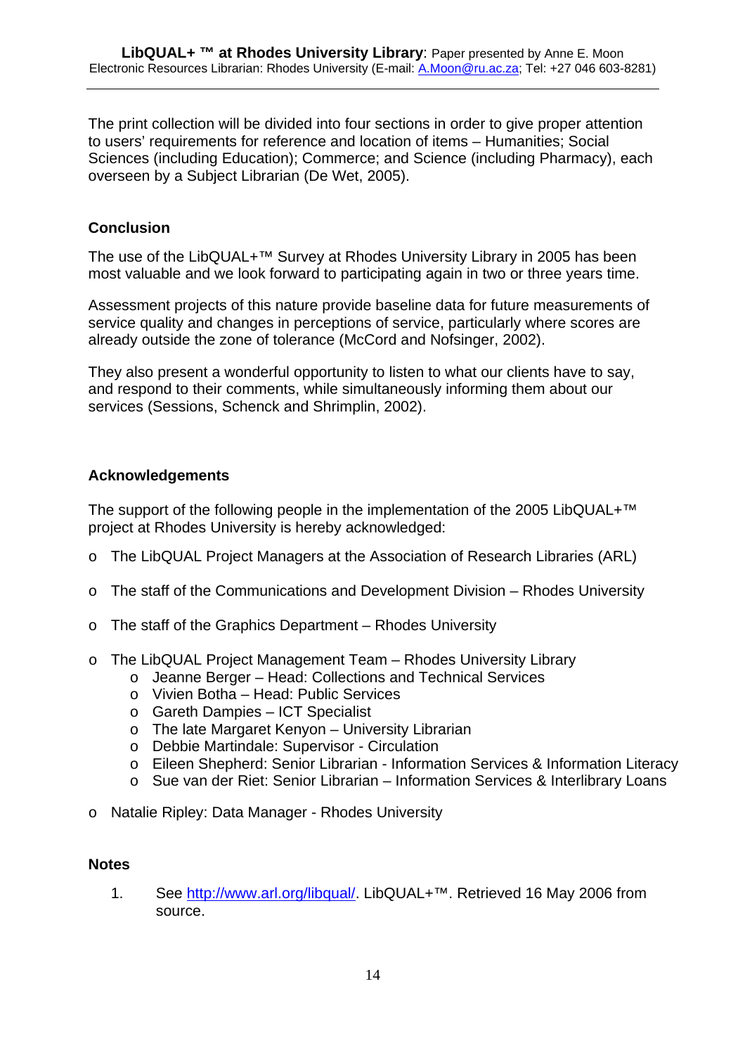The print collection will be divided into four sections in order to give proper attention to users' requirements for reference and location of items – Humanities; Social Sciences (including Education); Commerce; and Science (including Pharmacy), each overseen by a Subject Librarian (De Wet, 2005).

## Conclusion

The use of the LibQUAL+™ Survey at Rhodes University Library in 2005 has been most valuable and we look forward to participating again in two or three years time.

Assessment projects of this nature provide baseline data for future measurements of service quality and changes in perceptions of service, particularly where scores are already outside the zone of tolerance (McCord and Nofsinger, 2002).

They also present a wonderful opportunity to listen to what our clients have to say, and respond to their comments, while simultaneously informing them about our services (Sessions, Schenck and Shrimplin, 2002).

## Acknowledgements

The support of the following people in the implementation of the 2005 LibQUAL+™ project at Rhodes University is hereby acknowledged:

- The LibQUAL Project Managers at the Association of Research Libraries (ARL)
- The staff of the Communications and Development Division – Rhodes University
- The staff of the Graphics Department – Rhodes University
- The LibQUAL Project Management Team – Rhodes University Library
    - Jeanne Berger – Head: Collections and Technical Services
    - Vivien Botha – Head: Public Services
    - Gareth Dampies – ICT Specialist
    - The late Margaret Kenyon – University Librarian
    - Debbie Martindale: Supervisor - Circulation
    - Eileen Shepherd: Senior Librarian - Information Services & Information Literacy
    - Sue van der Riet: Senior Librarian – Information Services & Interlibrary Loans
- Natalie Ripley: Data Manager - Rhodes University

## Notes

1. See http://www.arl.org/libqual/. LibQUAL+™. Retrieved 16 May 2006 from source.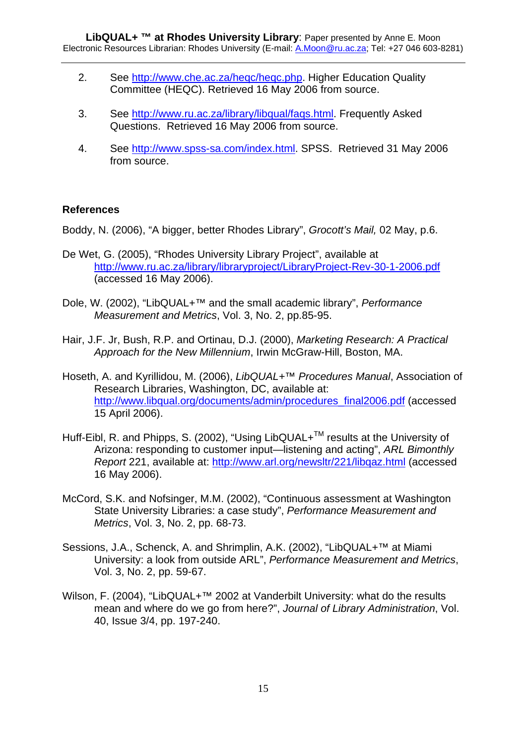2. See http://www.che.ac.za/heqc/heqc.php. Higher Education Quality Committee (HEQC). Retrieved 16 May 2006 from source.

3. See http://www.ru.ac.za/library/libqual/faqs.html. Frequently Asked Questions. Retrieved 16 May 2006 from source.

4. See http://www.spss-sa.com/index.html. SPSS. Retrieved 31 May 2006 from source.

## References

Boddy, N. (2006), "A bigger, better Rhodes Library", *Grocott's Mail,* 02 May, p.6.

De Wet, G. (2005), "Rhodes University Library Project", available at http://www.ru.ac.za/library/libraryproject/LibraryProject-Rev-30-1-2006.pdf (accessed 16 May 2006).

Dole, W. (2002), "LibQUAL+™ and the small academic library", *Performance Measurement and Metrics*, Vol. 3, No. 2, pp.85-95.

Hair, J.F. Jr, Bush, R.P. and Ortinau, D.J. (2000), *Marketing Research: A Practical Approach for the New Millennium*, Irwin McGraw-Hill, Boston, MA.

Hoseth, A. and Kyrillidou, M. (2006), *LibQUAL+™ Procedures Manual*, Association of Research Libraries, Washington, DC, available at: http://www.libqual.org/documents/admin/procedures_final2006.pdf (accessed 15 April 2006).

Huff-Eibl, R. and Phipps, S. (2002), "Using LibQUAL+™ results at the University of Arizona: responding to customer input—listening and acting", *ARL Bimonthly Report* 221, available at: http://www.arl.org/newsltr/221/libqaz.html (accessed 16 May 2006).

McCord, S.K. and Nofsinger, M.M. (2002), "Continuous assessment at Washington State University Libraries: a case study", *Performance Measurement and Metrics*, Vol. 3, No. 2, pp. 68-73.

Sessions, J.A., Schenck, A. and Shrimplin, A.K. (2002), "LibQUAL+™ at Miami University: a look from outside ARL", *Performance Measurement and Metrics*, Vol. 3, No. 2, pp. 59-67.

Wilson, F. (2004), "LibQUAL+™ 2002 at Vanderbilt University: what do the results mean and where do we go from here?", *Journal of Library Administration*, Vol. 40, Issue 3/4, pp. 197-240.